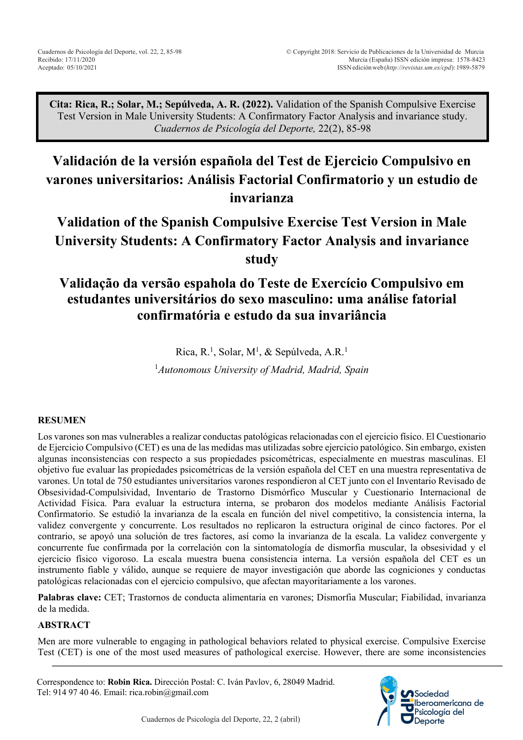**Cita: Rica, R.; Solar, M.; Sepúlveda, A. R. (2022).** Validation of the Spanish Compulsive Exercise Test Version in Male University Students: A Confirmatory Factor Analysis and invariance study. *Cuadernos de Psicología del Deporte,* 22(2), 85-98

# Validación de la versión española del Test de Ejercicio Compulsivo en varones universitarios: Análisis Factorial Confirmatorio y un estudio de invarianza

# Validation of the Spanish Compulsive Exercise Test Version in Male University Students: A Confirmatory Factor Analysis and invariance study

# Validação da versão espahola do Teste de Exercício Compulsivo em estudantes universitários do sexo masculino: uma análise fatorial confirmatória e estudo da sua invariância

Rica, R.[1], Solar, M[1], & Sepúlveda, A.R.[1]

[1]*Autonomous University of Madrid, Madrid, Spain*

## RESUMEN

Los varones son mas vulnerables a realizar conductas patológicas relacionadas con el ejercicio físico. El Cuestionario de Ejercicio Compulsivo (CET) es una de las medidas mas utilizadas sobre ejercicio patológico. Sin embargo, existen algunas inconsistencias con respecto a sus propiedades psicométricas, especialmente en muestras masculinas. El objetivo fue evaluar las propiedades psicométricas de la versión española del CET en una muestra representativa de varones. Un total de 750 estudiantes universitarios varones respondieron al CET junto con el Inventario Revisado de Obsesividad-Compulsividad, Inventario de Trastorno Dismórfico Muscular y Cuestionario Internacional de Actividad Física. Para evaluar la estructura interna, se probaron dos modelos mediante Análisis Factorial Confirmatorio. Se estudió la invarianza de la escala en función del nivel competitivo, la consistencia interna, la validez convergente y concurrente. Los resultados no replicaron la estructura original de cinco factores. Por el contrario, se apoyó una solución de tres factores, así como la invarianza de la escala. La validez convergente y concurrente fue confirmada por la correlación con la sintomatología de dismorfia muscular, la obsesividad y el ejercicio físico vigoroso. La escala muestra buena consistencia interna. La versión española del CET es un instrumento fiable y válido, aunque se requiere de mayor investigación que aborde las cogniciones y conductas patológicas relacionadas con el ejercicio compulsivo, que afectan mayoritariamente a los varones.

**Palabras clave:** CET; Trastornos de conducta alimentaria en varones; Dismorfia Muscular; Fiabilidad, invarianza de la medida.

## ABSTRACT

Men are more vulnerable to engaging in pathological behaviors related to physical exercise. Compulsive Exercise Test (CET) is one of the most used measures of pathological exercise. However, there are some inconsistencies

Correspondence to: **Robin Rica.** Dirección Postal: C. Iván Pavlov, 6, 28049 Madrid. Tel: 914 97 40 46. Email: rica.robin@gmail.com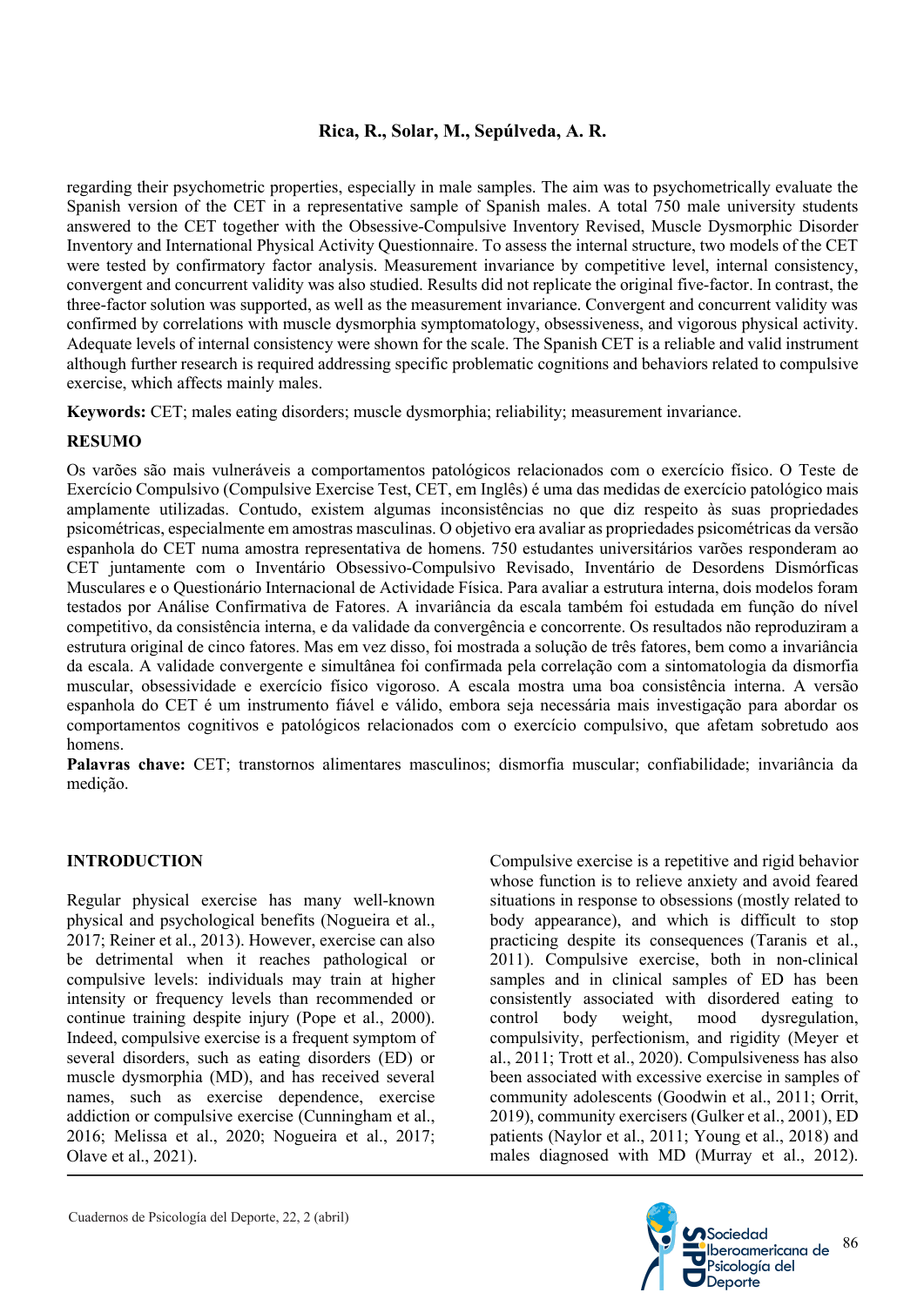regarding their psychometric properties, especially in male samples. The aim was to psychometrically evaluate the Spanish version of the CET in a representative sample of Spanish males. A total 750 male university students answered to the CET together with the Obsessive-Compulsive Inventory Revised, Muscle Dysmorphic Disorder Inventory and International Physical Activity Questionnaire. To assess the internal structure, two models of the CET were tested by confirmatory factor analysis. Measurement invariance by competitive level, internal consistency, convergent and concurrent validity was also studied. Results did not replicate the original five-factor. In contrast, the three-factor solution was supported, as well as the measurement invariance. Convergent and concurrent validity was confirmed by correlations with muscle dysmorphia symptomatology, obsessiveness, and vigorous physical activity. Adequate levels of internal consistency were shown for the scale. The Spanish CET is a reliable and valid instrument although further research is required addressing specific problematic cognitions and behaviors related to compulsive exercise, which affects mainly males.

**Keywords:** CET; males eating disorders; muscle dysmorphia; reliability; measurement invariance.

## RESUMO

Os varões são mais vulneráveis a comportamentos patológicos relacionados com o exercício físico. O Teste de Exercício Compulsivo (Compulsive Exercise Test, CET, em Inglês) é uma das medidas de exercício patológico mais amplamente utilizadas. Contudo, existem algumas inconsistências no que diz respeito às suas propriedades psicométricas, especialmente em amostras masculinas. O objetivo era avaliar as propriedades psicométricas da versão espanhola do CET numa amostra representativa de homens. 750 estudantes universitários varões responderam ao CET juntamente com o Inventário Obsessivo-Compulsivo Revisado, Inventário de Desordens Dismórficas Musculares e o Questionário Internacional de Actividade Física. Para avaliar a estrutura interna, dois modelos foram testados por Análise Confirmativa de Fatores. A invariância da escala também foi estudada em função do nível competitivo, da consistência interna, e da validade da convergência e concorrente. Os resultados não reproduziram a estrutura original de cinco fatores. Mas em vez disso, foi mostrada a solução de três fatores, bem como a invariância da escala. A validade convergente e simultânea foi confirmada pela correlação com a sintomatologia da dismorfia muscular, obsessividade e exercício físico vigoroso. A escala mostra uma boa consistência interna. A versão espanhola do CET é um instrumento fiável e válido, embora seja necessária mais investigação para abordar os comportamentos cognitivos e patológicos relacionados com o exercício compulsivo, que afetam sobretudo aos homens.

**Palavras chave:** CET; transtornos alimentares masculinos; dismorfia muscular; confiabilidade; invariância da medição.

## INTRODUCTION

Regular physical exercise has many well-known physical and psychological benefits (Nogueira et al., 2017; Reiner et al., 2013). However, exercise can also be detrimental when it reaches pathological or compulsive levels: individuals may train at higher intensity or frequency levels than recommended or continue training despite injury (Pope et al., 2000). Indeed, compulsive exercise is a frequent symptom of several disorders, such as eating disorders (ED) or muscle dysmorphia (MD), and has received several names, such as exercise dependence, exercise addiction or compulsive exercise (Cunningham et al., 2016; Melissa et al., 2020; Nogueira et al., 2017; Olave et al., 2021).

Compulsive exercise is a repetitive and rigid behavior whose function is to relieve anxiety and avoid feared situations in response to obsessions (mostly related to body appearance), and which is difficult to stop practicing despite its consequences (Taranis et al., 2011). Compulsive exercise, both in non-clinical samples and in clinical samples of ED has been consistently associated with disordered eating to control body weight, mood dysregulation, compulsivity, perfectionism, and rigidity (Meyer et al., 2011; Trott et al., 2020). Compulsiveness has also been associated with excessive exercise in samples of community adolescents (Goodwin et al., 2011; Orrit, 2019), community exercisers (Gulker et al., 2001), ED patients (Naylor et al., 2011; Young et al., 2018) and males diagnosed with MD (Murray et al., 2012).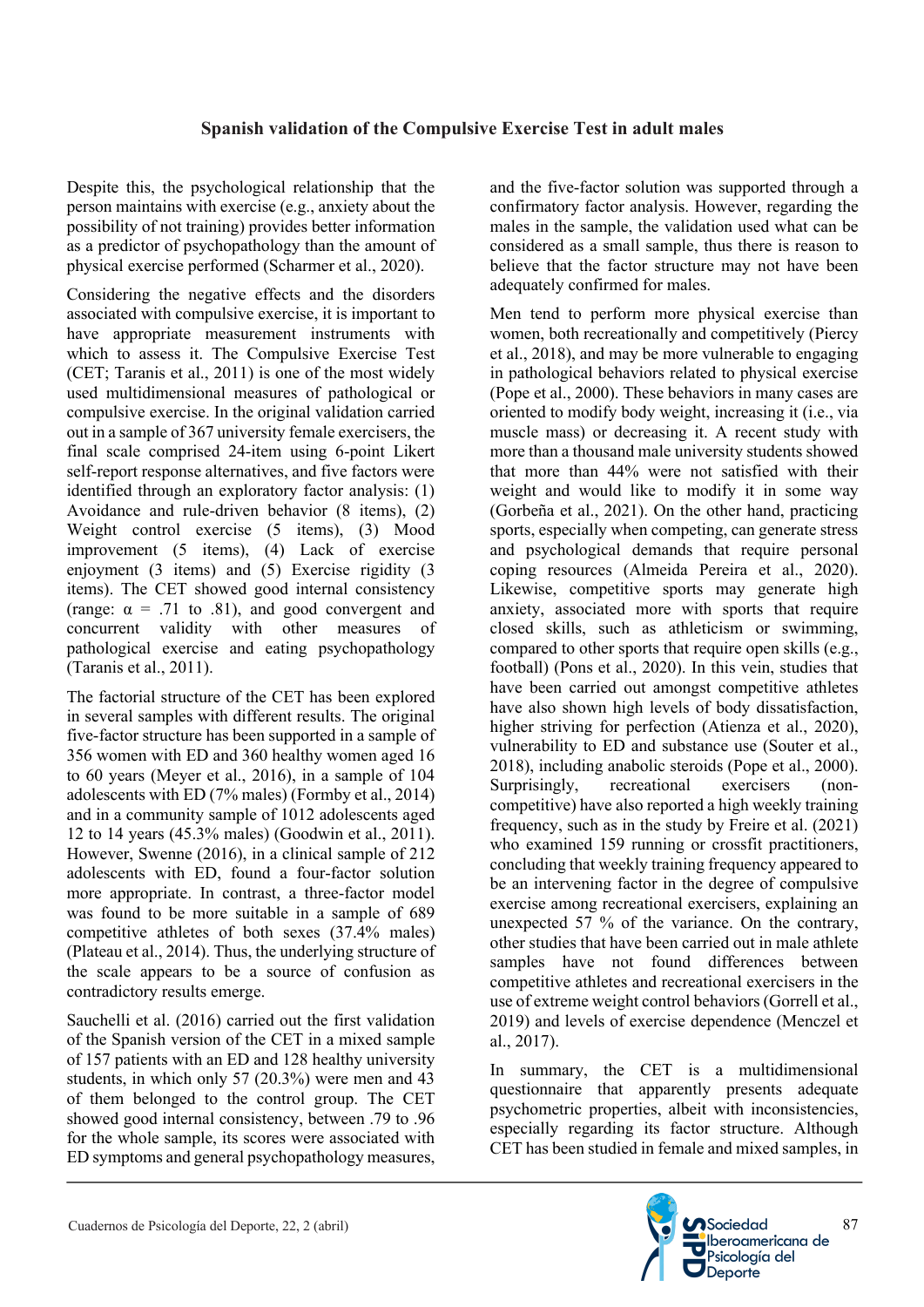Despite this, the psychological relationship that the person maintains with exercise (e.g., anxiety about the possibility of not training) provides better information as a predictor of psychopathology than the amount of physical exercise performed (Scharmer et al., 2020).

Considering the negative effects and the disorders associated with compulsive exercise, it is important to have appropriate measurement instruments with which to assess it. The Compulsive Exercise Test (CET; Taranis et al., 2011) is one of the most widely used multidimensional measures of pathological or compulsive exercise. In the original validation carried out in a sample of 367 university female exercisers, the final scale comprised 24-item using 6-point Likert self-report response alternatives, and five factors were identified through an exploratory factor analysis: (1) Avoidance and rule-driven behavior (8 items), (2) Weight control exercise (5 items), (3) Mood improvement (5 items), (4) Lack of exercise enjoyment (3 items) and (5) Exercise rigidity (3 items). The CET showed good internal consistency (range: α = .71 to .81), and good convergent and concurrent validity with other measures of pathological exercise and eating psychopathology (Taranis et al., 2011).

The factorial structure of the CET has been explored in several samples with different results. The original five-factor structure has been supported in a sample of 356 women with ED and 360 healthy women aged 16 to 60 years (Meyer et al., 2016), in a sample of 104 adolescents with ED (7% males) (Formby et al., 2014) and in a community sample of 1012 adolescents aged 12 to 14 years (45.3% males) (Goodwin et al., 2011). However, Swenne (2016), in a clinical sample of 212 adolescents with ED, found a four-factor solution more appropriate. In contrast, a three-factor model was found to be more suitable in a sample of 689 competitive athletes of both sexes (37.4% males) (Plateau et al., 2014). Thus, the underlying structure of the scale appears to be a source of confusion as contradictory results emerge.

Sauchelli et al. (2016) carried out the first validation of the Spanish version of the CET in a mixed sample of 157 patients with an ED and 128 healthy university students, in which only 57 (20.3%) were men and 43 of them belonged to the control group. The CET showed good internal consistency, between .79 to .96 for the whole sample, its scores were associated with ED symptoms and general psychopathology measures, and the five-factor solution was supported through a confirmatory factor analysis. However, regarding the males in the sample, the validation used what can be considered as a small sample, thus there is reason to believe that the factor structure may not have been adequately confirmed for males.

Men tend to perform more physical exercise than women, both recreationally and competitively (Piercy et al., 2018), and may be more vulnerable to engaging in pathological behaviors related to physical exercise (Pope et al., 2000). These behaviors in many cases are oriented to modify body weight, increasing it (i.e., via muscle mass) or decreasing it. A recent study with more than a thousand male university students showed that more than 44% were not satisfied with their weight and would like to modify it in some way (Gorbeña et al., 2021). On the other hand, practicing sports, especially when competing, can generate stress and psychological demands that require personal coping resources (Almeida Pereira et al., 2020). Likewise, competitive sports may generate high anxiety, associated more with sports that require closed skills, such as athleticism or swimming, compared to other sports that require open skills (e.g., football) (Pons et al., 2020). In this vein, studies that have been carried out amongst competitive athletes have also shown high levels of body dissatisfaction, higher striving for perfection (Atienza et al., 2020), vulnerability to ED and substance use (Souter et al., 2018), including anabolic steroids (Pope et al., 2000). Surprisingly, recreational exercisers (non-competitive) have also reported a high weekly training frequency, such as in the study by Freire et al. (2021) who examined 159 running or crossfit practitioners, concluding that weekly training frequency appeared to be an intervening factor in the degree of compulsive exercise among recreational exercisers, explaining an unexpected 57 % of the variance. On the contrary, other studies that have been carried out in male athlete samples have not found differences between competitive athletes and recreational exercisers in the use of extreme weight control behaviors (Gorrell et al., 2019) and levels of exercise dependence (Menczel et al., 2017).

In summary, the CET is a multidimensional questionnaire that apparently presents adequate psychometric properties, albeit with inconsistencies, especially regarding its factor structure. Although CET has been studied in female and mixed samples, in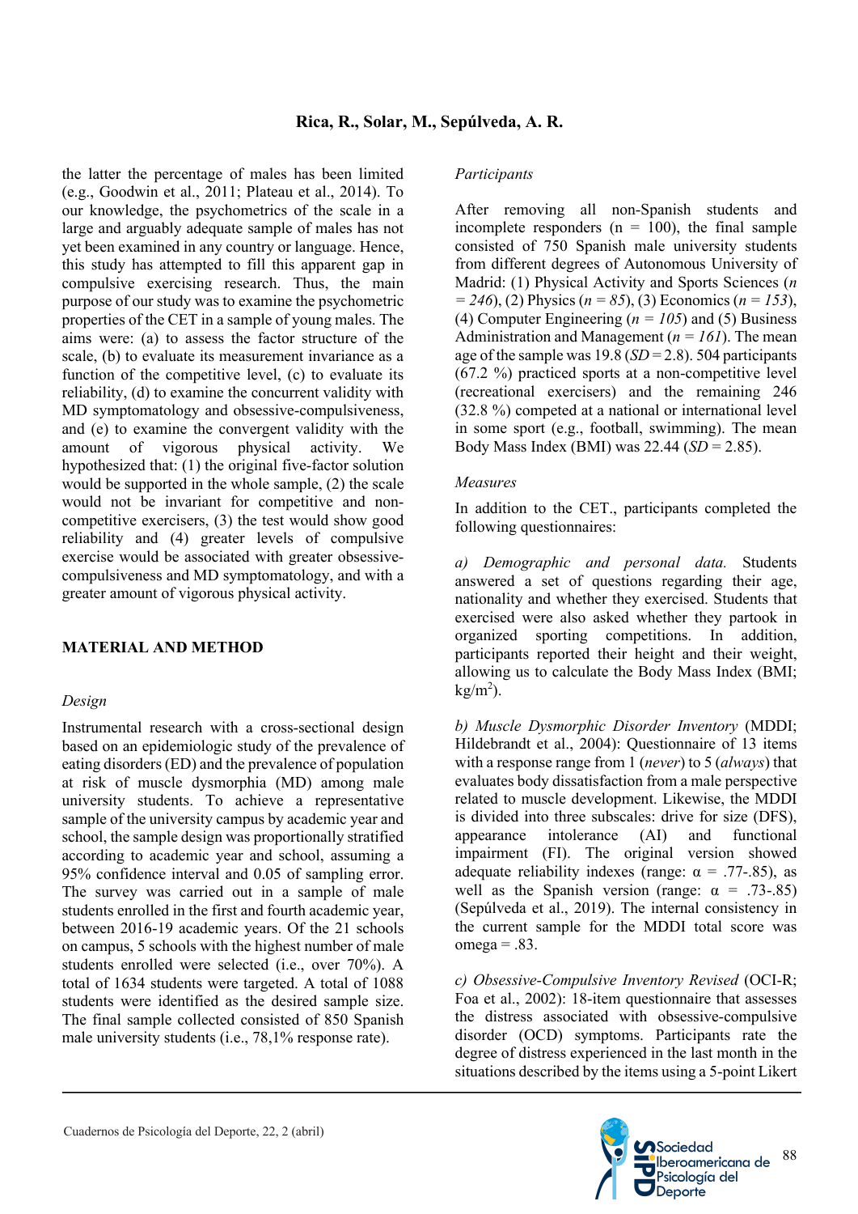the latter the percentage of males has been limited (e.g., Goodwin et al., 2011; Plateau et al., 2014). To our knowledge, the psychometrics of the scale in a large and arguably adequate sample of males has not yet been examined in any country or language. Hence, this study has attempted to fill this apparent gap in compulsive exercising research. Thus, the main purpose of our study was to examine the psychometric properties of the CET in a sample of young males. The aims were: (a) to assess the factor structure of the scale, (b) to evaluate its measurement invariance as a function of the competitive level, (c) to evaluate its reliability, (d) to examine the concurrent validity with MD symptomatology and obsessive-compulsiveness, and (e) to examine the convergent validity with the amount of vigorous physical activity. We hypothesized that: (1) the original five-factor solution would be supported in the whole sample, (2) the scale would not be invariant for competitive and non-competitive exercisers, (3) the test would show good reliability and (4) greater levels of compulsive exercise would be associated with greater obsessive-compulsiveness and MD symptomatology, and with a greater amount of vigorous physical activity.

## MATERIAL AND METHOD

### Design

Instrumental research with a cross-sectional design based on an epidemiologic study of the prevalence of eating disorders (ED) and the prevalence of population at risk of muscle dysmorphia (MD) among male university students. To achieve a representative sample of the university campus by academic year and school, the sample design was proportionally stratified according to academic year and school, assuming a 95% confidence interval and 0.05 of sampling error. The survey was carried out in a sample of male students enrolled in the first and fourth academic year, between 2016-19 academic years. Of the 21 schools on campus, 5 schools with the highest number of male students enrolled were selected (i.e., over 70%). A total of 1634 students were targeted. A total of 1088 students were identified as the desired sample size. The final sample collected consisted of 850 Spanish male university students (i.e., 78,1% response rate).

### Participants

After removing all non-Spanish students and incomplete responders (n = 100), the final sample consisted of 750 Spanish male university students from different degrees of Autonomous University of Madrid: (1) Physical Activity and Sports Sciences (*n = 246*), (2) Physics (*n = 85*), (3) Economics (*n = 153*), (4) Computer Engineering (*n = 105*) and (5) Business Administration and Management (*n = 161*). The mean age of the sample was 19.8 (*SD* = 2.8). 504 participants (67.2 %) practiced sports at a non-competitive level (recreational exercisers) and the remaining 246 (32.8 %) competed at a national or international level in some sport (e.g., football, swimming). The mean Body Mass Index (BMI) was 22.44 (*SD* = 2.85).

### Measures

In addition to the CET., participants completed the following questionnaires:

*a) Demographic and personal data.* Students answered a set of questions regarding their age, nationality and whether they exercised. Students that exercised were also asked whether they partook in organized sporting competitions. In addition, participants reported their height and their weight, allowing us to calculate the Body Mass Index (BMI; $kg/m^2$).

*b) Muscle Dysmorphic Disorder Inventory* (MDDI; Hildebrandt et al., 2004): Questionnaire of 13 items with a response range from 1 (*never*) to 5 (*always*) that evaluates body dissatisfaction from a male perspective related to muscle development. Likewise, the MDDI is divided into three subscales: drive for size (DFS), appearance intolerance (AI) and functional impairment (FI). The original version showed adequate reliability indexes (range: α = .77-.85), as well as the Spanish version (range: α = .73-.85) (Sepúlveda et al., 2019). The internal consistency in the current sample for the MDDI total score was omega = .83.

*c) Obsessive-Compulsive Inventory Revised* (OCI-R; Foa et al., 2002): 18-item questionnaire that assesses the distress associated with obsessive-compulsive disorder (OCD) symptoms. Participants rate the degree of distress experienced in the last month in the situations described by the items using a 5-point Likert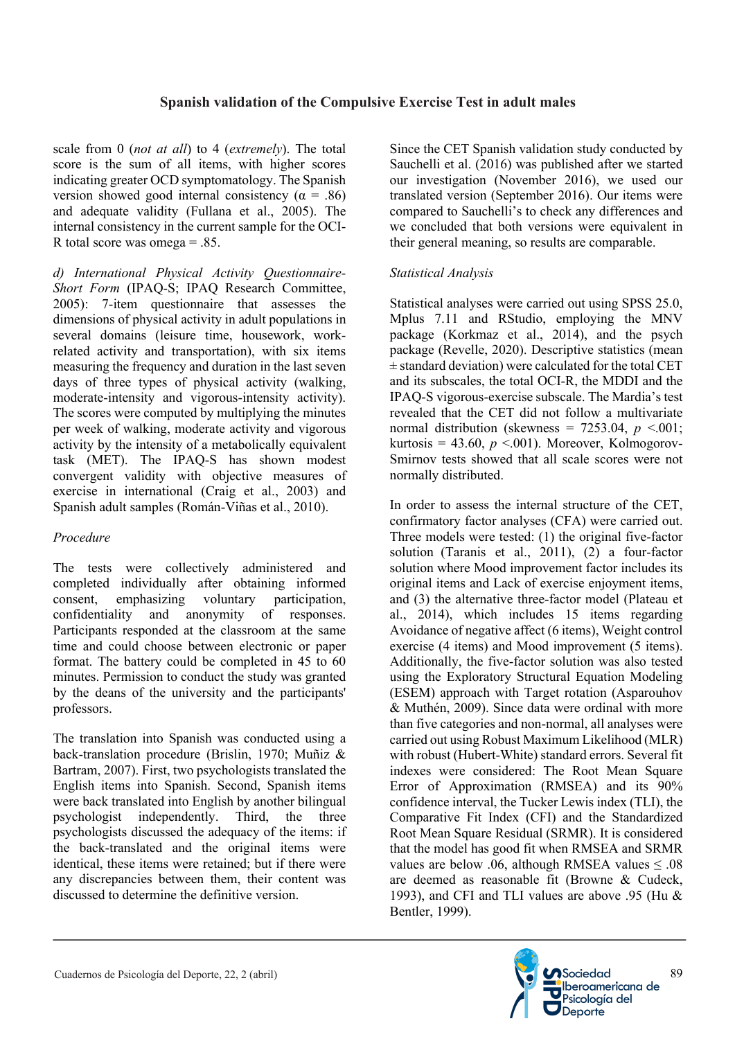scale from 0 (*not at all*) to 4 (*extremely*). The total score is the sum of all items, with higher scores indicating greater OCD symptomatology. The Spanish version showed good internal consistency (α = .86) and adequate validity (Fullana et al., 2005). The internal consistency in the current sample for the OCI-R total score was omega = .85.

*d) International Physical Activity Questionnaire-Short Form* (IPAQ-S; IPAQ Research Committee, 2005): 7-item questionnaire that assesses the dimensions of physical activity in adult populations in several domains (leisure time, housework, work-related activity and transportation), with six items measuring the frequency and duration in the last seven days of three types of physical activity (walking, moderate-intensity and vigorous-intensity activity). The scores were computed by multiplying the minutes per week of walking, moderate activity and vigorous activity by the intensity of a metabolically equivalent task (MET). The IPAQ-S has shown modest convergent validity with objective measures of exercise in international (Craig et al., 2003) and Spanish adult samples (Román-Viñas et al., 2010).

### Procedure

The tests were collectively administered and completed individually after obtaining informed consent, emphasizing voluntary participation, confidentiality and anonymity of responses. Participants responded at the classroom at the same time and could choose between electronic or paper format. The battery could be completed in 45 to 60 minutes. Permission to conduct the study was granted by the deans of the university and the participants' professors.

The translation into Spanish was conducted using a back-translation procedure (Brislin, 1970; Muñiz & Bartram, 2007). First, two psychologists translated the English items into Spanish. Second, Spanish items were back translated into English by another bilingual psychologist independently. Third, the three psychologists discussed the adequacy of the items: if the back-translated and the original items were identical, these items were retained; but if there were any discrepancies between them, their content was discussed to determine the definitive version.

Since the CET Spanish validation study conducted by Sauchelli et al. (2016) was published after we started our investigation (November 2016), we used our translated version (September 2016). Our items were compared to Sauchelli's to check any differences and we concluded that both versions were equivalent in their general meaning, so results are comparable.

### Statistical Analysis

Statistical analyses were carried out using SPSS 25.0, Mplus 7.11 and RStudio, employing the MNV package (Korkmaz et al., 2014), and the psych package (Revelle, 2020). Descriptive statistics (mean ± standard deviation) were calculated for the total CET and its subscales, the total OCI-R, the MDDI and the IPAQ-S vigorous-exercise subscale. The Mardia's test revealed that the CET did not follow a multivariate normal distribution (skewness = 7253.04, $p$ <.001; kurtosis = 43.60, $p$ <.001). Moreover, Kolmogorov-Smirnov tests showed that all scale scores were not normally distributed.

In order to assess the internal structure of the CET, confirmatory factor analyses (CFA) were carried out. Three models were tested: (1) the original five-factor solution (Taranis et al., 2011), (2) a four-factor solution where Mood improvement factor includes its original items and Lack of exercise enjoyment items, and (3) the alternative three-factor model (Plateau et al., 2014), which includes 15 items regarding Avoidance of negative affect (6 items), Weight control exercise (4 items) and Mood improvement (5 items). Additionally, the five-factor solution was also tested using the Exploratory Structural Equation Modeling (ESEM) approach with Target rotation (Asparouhov & Muthén, 2009). Since data were ordinal with more than five categories and non-normal, all analyses were carried out using Robust Maximum Likelihood (MLR) with robust (Hubert-White) standard errors. Several fit indexes were considered: The Root Mean Square Error of Approximation (RMSEA) and its 90% confidence interval, the Tucker Lewis index (TLI), the Comparative Fit Index (CFI) and the Standardized Root Mean Square Residual (SRMR). It is considered that the model has good fit when RMSEA and SRMR values are below .06, although RMSEA values ≤ .08 are deemed as reasonable fit (Browne & Cudeck, 1993), and CFI and TLI values are above .95 (Hu & Bentler, 1999).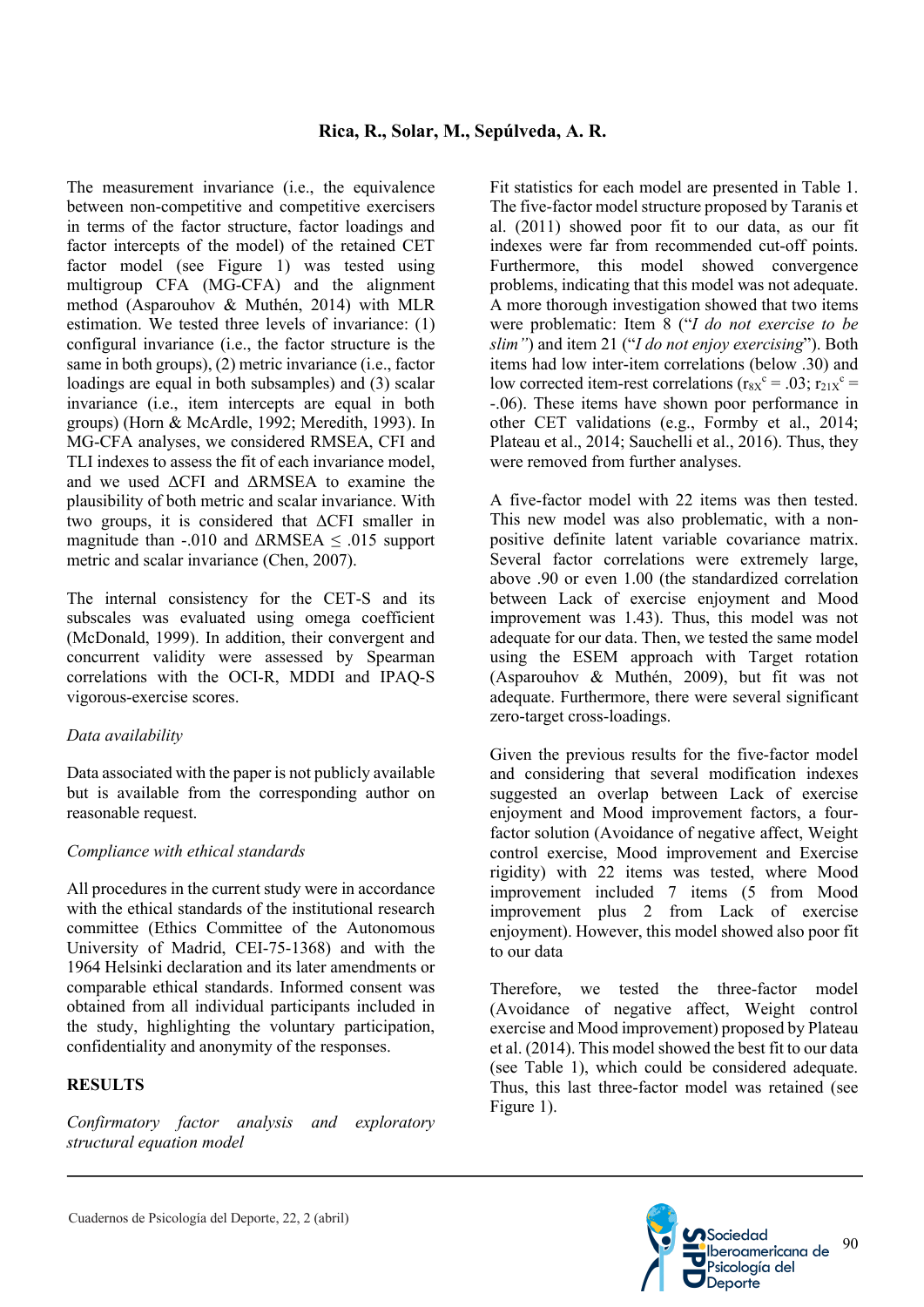The measurement invariance (i.e., the equivalence between non-competitive and competitive exercisers in terms of the factor structure, factor loadings and factor intercepts of the model) of the retained CET factor model (see Figure 1) was tested using multigroup CFA (MG-CFA) and the alignment method (Asparouhov & Muthén, 2014) with MLR estimation. We tested three levels of invariance: (1) configural invariance (i.e., the factor structure is the same in both groups), (2) metric invariance (i.e., factor loadings are equal in both subsamples) and (3) scalar invariance (i.e., item intercepts are equal in both groups) (Horn & McArdle, 1992; Meredith, 1993). In MG-CFA analyses, we considered RMSEA, CFI and TLI indexes to assess the fit of each invariance model, and we used ΔCFI and ΔRMSEA to examine the plausibility of both metric and scalar invariance. With two groups, it is considered that ΔCFI smaller in magnitude than -.010 and ΔRMSEA ≤ .015 support metric and scalar invariance (Chen, 2007).

The internal consistency for the CET-S and its subscales was evaluated using omega coefficient (McDonald, 1999). In addition, their convergent and concurrent validity were assessed by Spearman correlations with the OCI-R, MDDI and IPAQ-S vigorous-exercise scores.

*Data availability*

Data associated with the paper is not publicly available but is available from the corresponding author on reasonable request.

*Compliance with ethical standards*

All procedures in the current study were in accordance with the ethical standards of the institutional research committee (Ethics Committee of the Autonomous University of Madrid, CEI-75-1368) and with the 1964 Helsinki declaration and its later amendments or comparable ethical standards. Informed consent was obtained from all individual participants included in the study, highlighting the voluntary participation, confidentiality and anonymity of the responses.

## RESULTS

*Confirmatory factor analysis and exploratory structural equation model*

Fit statistics for each model are presented in Table 1. The five-factor model structure proposed by Taranis et al. (2011) showed poor fit to our data, as our fit indexes were far from recommended cut-off points. Furthermore, this model showed convergence problems, indicating that this model was not adequate. A more thorough investigation showed that two items were problematic: Item 8 ("*I do not exercise to be slim"*) and item 21 ("*I do not enjoy exercising*"). Both items had low inter-item correlations (below .30) and low corrected item-rest correlations ($r_{8X}^{c} = .03$; $r_{21X}^{c} = -.06$). These items have shown poor performance in other CET validations (e.g., Formby et al., 2014; Plateau et al., 2014; Sauchelli et al., 2016). Thus, they were removed from further analyses.

A five-factor model with 22 items was then tested. This new model was also problematic, with a non-positive definite latent variable covariance matrix. Several factor correlations were extremely large, above .90 or even 1.00 (the standardized correlation between Lack of exercise enjoyment and Mood improvement was 1.43). Thus, this model was not adequate for our data. Then, we tested the same model using the ESEM approach with Target rotation (Asparouhov & Muthén, 2009), but fit was not adequate. Furthermore, there were several significant zero-target cross-loadings.

Given the previous results for the five-factor model and considering that several modification indexes suggested an overlap between Lack of exercise enjoyment and Mood improvement factors, a four-factor solution (Avoidance of negative affect, Weight control exercise, Mood improvement and Exercise rigidity) with 22 items was tested, where Mood improvement included 7 items (5 from Mood improvement plus 2 from Lack of exercise enjoyment). However, this model showed also poor fit to our data

Therefore, we tested the three-factor model (Avoidance of negative affect, Weight control exercise and Mood improvement) proposed by Plateau et al. (2014). This model showed the best fit to our data (see Table 1), which could be considered adequate. Thus, this last three-factor model was retained (see Figure 1).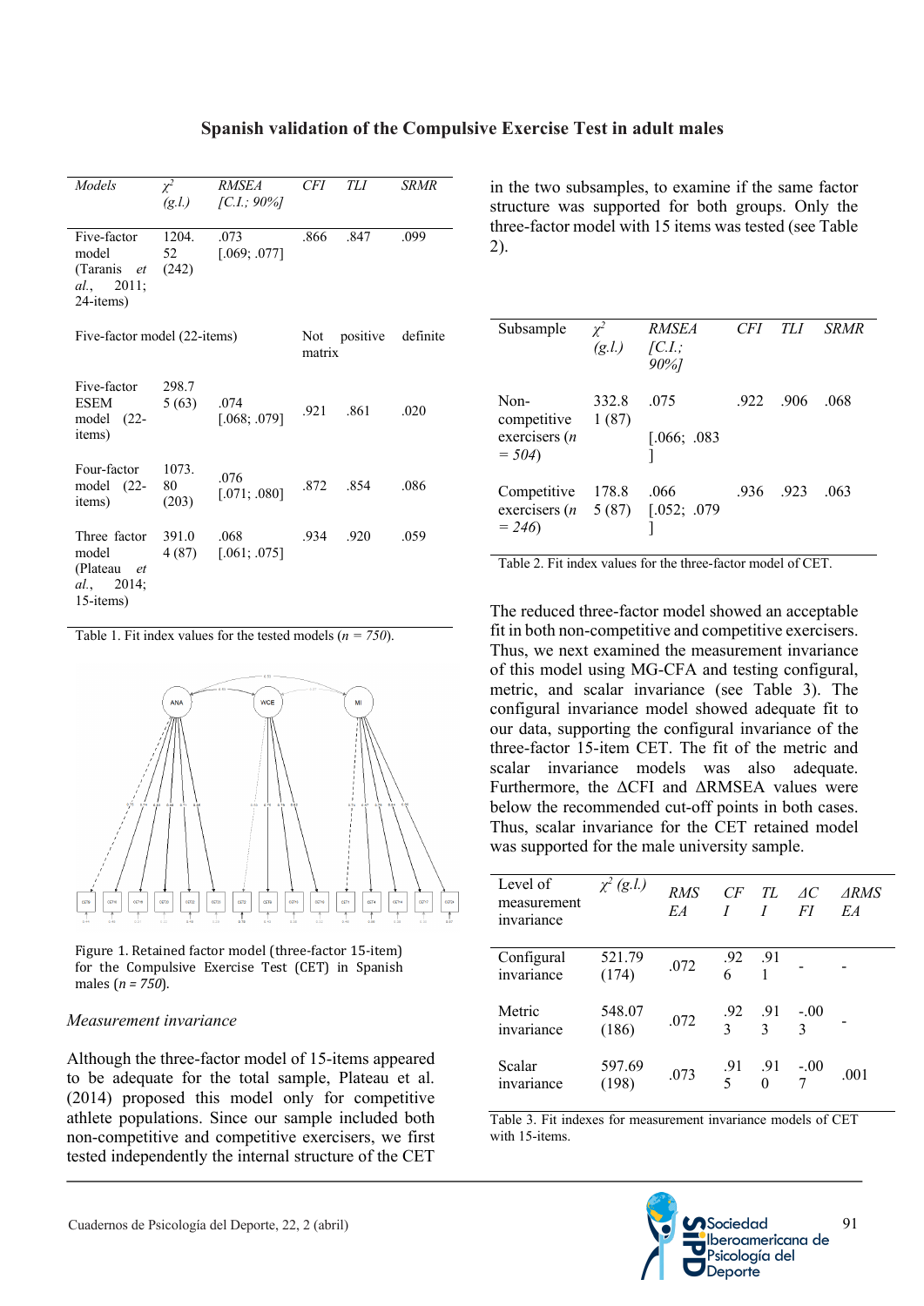| Models | $\chi^2$ (g.l.) | RMSEA [C.I.; 90%] | CFI | TLI | SRMR |
|---|---|---|---|---|---|
| Five-factor model (Taranis *et al.*, 2011; 24-items) | 1204.52 (242) | .073 [.069; .077] | .866 | .847 | .099 |
| Five-factor model (22-items) | | | Not positive definite matrix | | |
| Five-factor ESEM model (22-items) | 298.75 (63) | .074 [.068; .079] | .921 | .861 | .020 |
| Four-factor model (22-items) | 1073.80 (203) | .076 [.071; .080] | .872 | .854 | .086 |
| Three factor model (Plateau *et al.*, 2014; 15-items) | 391.04 (87) | .068 [.061; .075] | .934 | .920 | .059 |

Table 1. Fit index values for the tested models (*n = 750*).

Figure 1. Retained factor model (three-factor 15-item) for the Compulsive Exercise Test (CET) in Spanish males (*n = 750*).

*Measurement invariance*

Although the three-factor model of 15-items appeared to be adequate for the total sample, Plateau et al. (2014) proposed this model only for competitive athlete populations. Since our sample included both non-competitive and competitive exercisers, we first tested independently the internal structure of the CET in the two subsamples, to examine if the same factor structure was supported for both groups. Only the three-factor model with 15 items was tested (see Table 2).

| Subsample | $\chi^2$ (g.l.) | RMSEA [C.I.; 90%] | CFI | TLI | SRMR |
|---|---|---|---|---|---|
| Non-competitive exercisers (*n = 504*) | 332.81 (87) | .075 [.066; .083] | .922 | .906 | .068 |
| Competitive exercisers (*n = 246*) | 178.85 (87) | .066 [.052; .079] | .936 | .923 | .063 |

Table 2. Fit index values for the three-factor model of CET.

The reduced three-factor model showed an acceptable fit in both non-competitive and competitive exercisers. Thus, we next examined the measurement invariance of this model using MG-CFA and testing configural, metric, and scalar invariance (see Table 3). The configural invariance model showed adequate fit to our data, supporting the configural invariance of the three-factor 15-item CET. The fit of the metric and scalar invariance models was also adequate. Furthermore, the ΔCFI and ΔRMSEA values were below the recommended cut-off points in both cases. Thus, scalar invariance for the CET retained model was supported for the male university sample.

| Level of measurement invariance | $\chi^2$ (g.l.) | RMSEA | CFI | TLI | ΔCFI | ΔRMSEA |
|---|---|---|---|---|---|---|
| Configural invariance | 521.79 (174) | .072 | .926 | .911 | - | - |
| Metric invariance | 548.07 (186) | .072 | .923 | .913 | -.003 | - |
| Scalar invariance | 597.69 (198) | .073 | .915 | .910 | -.007 | .001 |

Table 3. Fit indexes for measurement invariance models of CET with 15-items.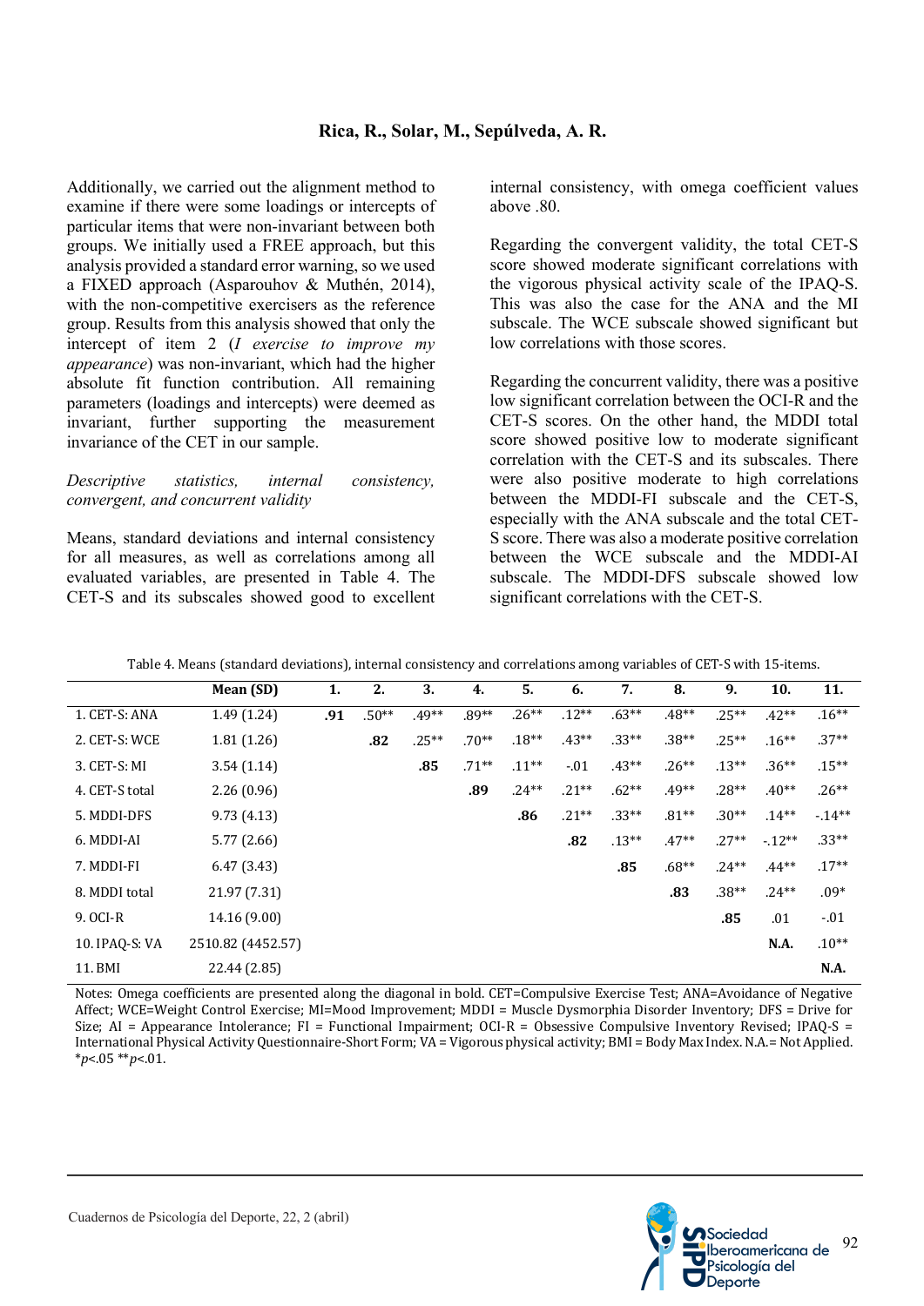Additionally, we carried out the alignment method to examine if there were some loadings or intercepts of particular items that were non-invariant between both groups. We initially used a FREE approach, but this analysis provided a standard error warning, so we used a FIXED approach (Asparouhov & Muthén, 2014), with the non-competitive exercisers as the reference group. Results from this analysis showed that only the intercept of item 2 (*I exercise to improve my appearance*) was non-invariant, which had the higher absolute fit function contribution. All remaining parameters (loadings and intercepts) were deemed as invariant, further supporting the measurement invariance of the CET in our sample.

*Descriptive statistics, internal consistency, convergent, and concurrent validity*

Means, standard deviations and internal consistency for all measures, as well as correlations among all evaluated variables, are presented in Table 4. The CET-S and its subscales showed good to excellent internal consistency, with omega coefficient values above .80.

Regarding the convergent validity, the total CET-S score showed moderate significant correlations with the vigorous physical activity scale of the IPAQ-S. This was also the case for the ANA and the MI subscale. The WCE subscale showed significant but low correlations with those scores.

Regarding the concurrent validity, there was a positive low significant correlation between the OCI-R and the CET-S scores. On the other hand, the MDDI total score showed positive low to moderate significant correlation with the CET-S and its subscales. There were also positive moderate to high correlations between the MDDI-FI subscale and the CET-S, especially with the ANA subscale and the total CET-S score. There was also a moderate positive correlation between the WCE subscale and the MDDI-AI subscale. The MDDI-DFS subscale showed low significant correlations with the CET-S.

Table 4. Means (standard deviations), internal consistency and correlations among variables of CET-S with 15-items.

| | Mean (SD) | 1. | 2. | 3. | 4. | 5. | 6. | 7. | 8. | 9. | 10. | 11. |
|---|---|---|---|---|---|---|---|---|---|---|---|---|
| 1. CET-S: ANA | 1.49 (1.24) | **.91** | .50** | .49** | .89** | .26** | .12** | .63** | .48** | .25** | .42** | .16** |
| 2. CET-S: WCE | 1.81 (1.26) | | **.82** | .25** | .70** | .18** | .43** | .33** | .38** | .25** | .16** | .37** |
| 3. CET-S: MI | 3.54 (1.14) | | | **.85** | .71** | .11** | -.01 | .43** | .26** | .13** | .36** | .15** |
| 4. CET-S total | 2.26 (0.96) | | | | **.89** | .24** | .21** | .62** | .49** | .28** | .40** | .26** |
| 5. MDDI-DFS | 9.73 (4.13) | | | | | **.86** | .21** | .33** | .81** | .30** | .14** | -.14** |
| 6. MDDI-AI | 5.77 (2.66) | | | | | | **.82** | .13** | .47** | .27** | -.12** | .33** |
| 7. MDDI-FI | 6.47 (3.43) | | | | | | | **.85** | .68** | .24** | .44** | .17** |
| 8. MDDI total | 21.97 (7.31) | | | | | | | | **.83** | .38** | .24** | .09* |
| 9. OCI-R | 14.16 (9.00) | | | | | | | | | **.85** | .01 | -.01 |
| 10. IPAQ-S: VA | 2510.82 (4452.57) | | | | | | | | | | **N.A.** | .10** |
| 11. BMI | 22.44 (2.85) | | | | | | | | | | | **N.A.** |

Notes: Omega coefficients are presented along the diagonal in bold. CET=Compulsive Exercise Test; ANA=Avoidance of Negative Affect; WCE=Weight Control Exercise; MI=Mood Improvement; MDDI = Muscle Dysmorphia Disorder Inventory; DFS = Drive for Size; AI = Appearance Intolerance; FI = Functional Impairment; OCI-R = Obsessive Compulsive Inventory Revised; IPAQ-S = International Physical Activity Questionnaire-Short Form; VA = Vigorous physical activity; BMI = Body Max Index. N.A.= Not Applied. *$p$<.05 **$p$<.01.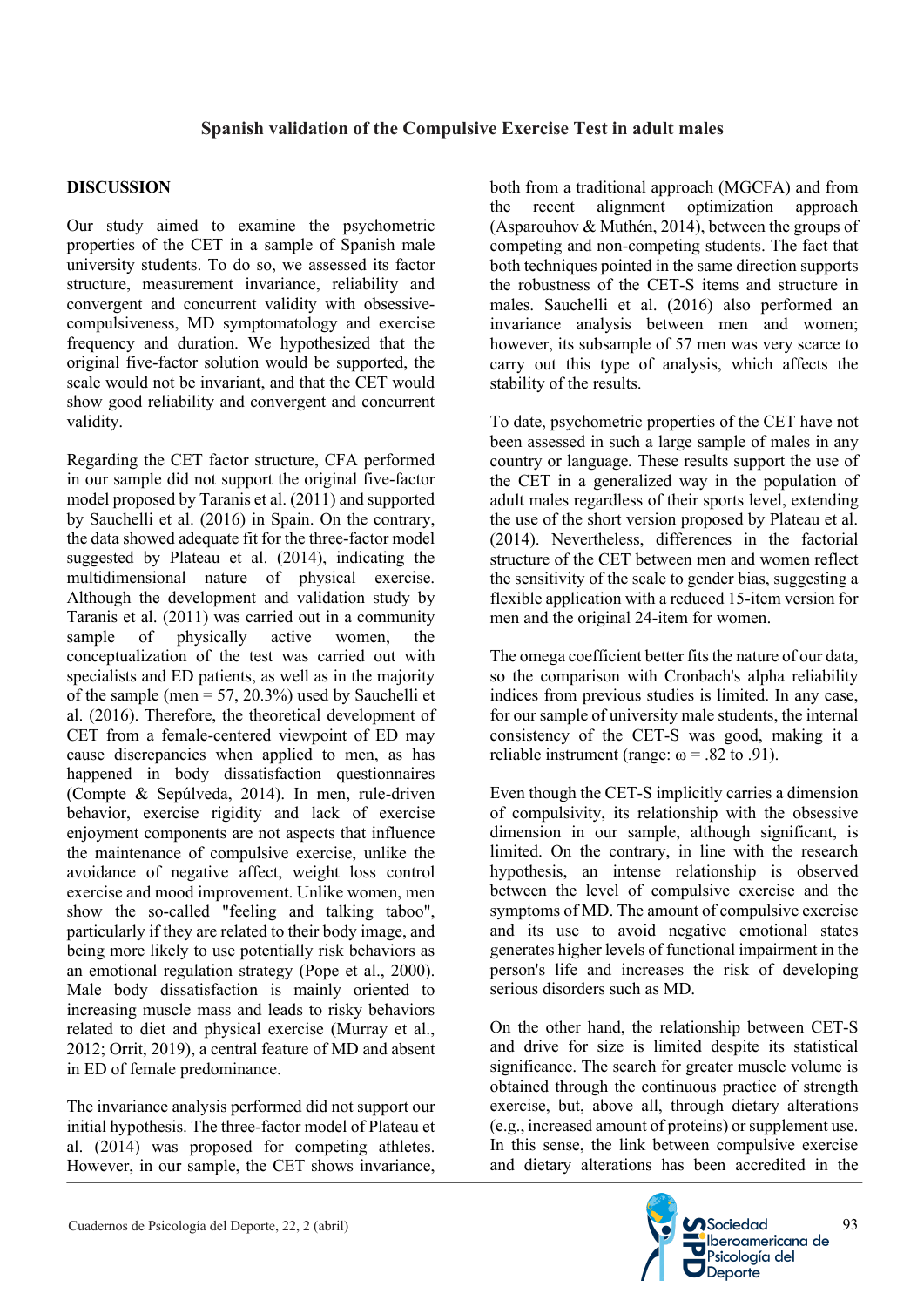## DISCUSSION

Our study aimed to examine the psychometric properties of the CET in a sample of Spanish male university students. To do so, we assessed its factor structure, measurement invariance, reliability and convergent and concurrent validity with obsessive-compulsiveness, MD symptomatology and exercise frequency and duration. We hypothesized that the original five-factor solution would be supported, the scale would not be invariant, and that the CET would show good reliability and convergent and concurrent validity.

Regarding the CET factor structure, CFA performed in our sample did not support the original five-factor model proposed by Taranis et al. (2011) and supported by Sauchelli et al. (2016) in Spain. On the contrary, the data showed adequate fit for the three-factor model suggested by Plateau et al. (2014), indicating the multidimensional nature of physical exercise. Although the development and validation study by Taranis et al. (2011) was carried out in a community sample of physically active women, the conceptualization of the test was carried out with specialists and ED patients, as well as in the majority of the sample (men = 57, 20.3%) used by Sauchelli et al. (2016). Therefore, the theoretical development of CET from a female-centered viewpoint of ED may cause discrepancies when applied to men, as has happened in body dissatisfaction questionnaires (Compte & Sepúlveda, 2014). In men, rule-driven behavior, exercise rigidity and lack of exercise enjoyment components are not aspects that influence the maintenance of compulsive exercise, unlike the avoidance of negative affect, weight loss control exercise and mood improvement. Unlike women, men show the so-called "feeling and talking taboo", particularly if they are related to their body image, and being more likely to use potentially risk behaviors as an emotional regulation strategy (Pope et al., 2000). Male body dissatisfaction is mainly oriented to increasing muscle mass and leads to risky behaviors related to diet and physical exercise (Murray et al., 2012; Orrit, 2019), a central feature of MD and absent in ED of female predominance.

The invariance analysis performed did not support our initial hypothesis. The three-factor model of Plateau et al. (2014) was proposed for competing athletes. However, in our sample, the CET shows invariance, both from a traditional approach (MGCFA) and from the recent alignment optimization approach (Asparouhov & Muthén, 2014), between the groups of competing and non-competing students. The fact that both techniques pointed in the same direction supports the robustness of the CET-S items and structure in males. Sauchelli et al. (2016) also performed an invariance analysis between men and women; however, its subsample of 57 men was very scarce to carry out this type of analysis, which affects the stability of the results.

To date, psychometric properties of the CET have not been assessed in such a large sample of males in any country or language. These results support the use of the CET in a generalized way in the population of adult males regardless of their sports level, extending the use of the short version proposed by Plateau et al. (2014). Nevertheless, differences in the factorial structure of the CET between men and women reflect the sensitivity of the scale to gender bias, suggesting a flexible application with a reduced 15-item version for men and the original 24-item for women.

The omega coefficient better fits the nature of our data, so the comparison with Cronbach's alpha reliability indices from previous studies is limited. In any case, for our sample of university male students, the internal consistency of the CET-S was good, making it a reliable instrument (range: $\omega$ = .82 to .91).

Even though the CET-S implicitly carries a dimension of compulsivity, its relationship with the obsessive dimension in our sample, although significant, is limited. On the contrary, in line with the research hypothesis, an intense relationship is observed between the level of compulsive exercise and the symptoms of MD. The amount of compulsive exercise and its use to avoid negative emotional states generates higher levels of functional impairment in the person's life and increases the risk of developing serious disorders such as MD.

On the other hand, the relationship between CET-S and drive for size is limited despite its statistical significance. The search for greater muscle volume is obtained through the continuous practice of strength exercise, but, above all, through dietary alterations (e.g., increased amount of proteins) or supplement use. In this sense, the link between compulsive exercise and dietary alterations has been accredited in the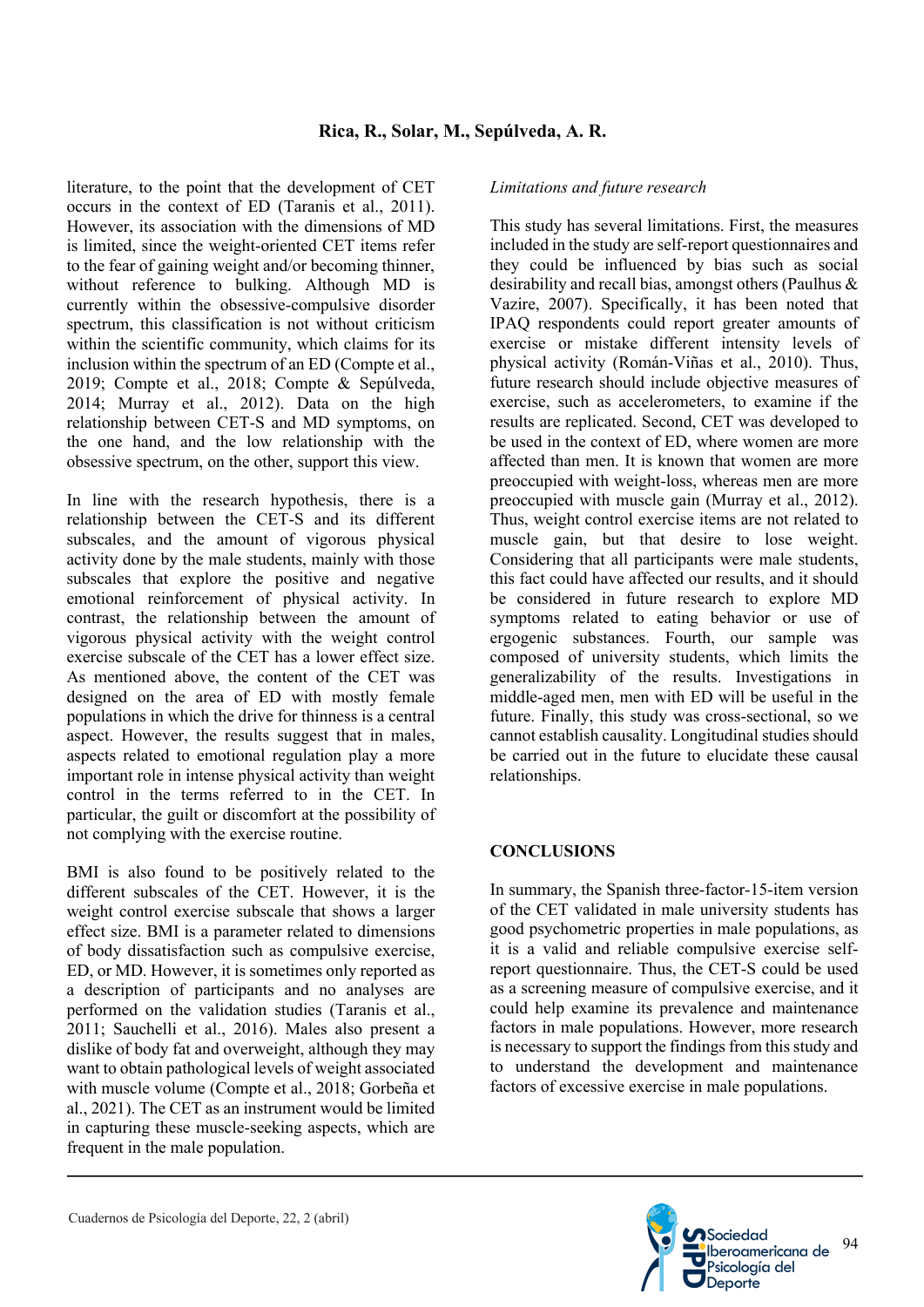literature, to the point that the development of CET occurs in the context of ED (Taranis et al., 2011). However, its association with the dimensions of MD is limited, since the weight-oriented CET items refer to the fear of gaining weight and/or becoming thinner, without reference to bulking. Although MD is currently within the obsessive-compulsive disorder spectrum, this classification is not without criticism within the scientific community, which claims for its inclusion within the spectrum of an ED (Compte et al., 2019; Compte et al., 2018; Compte & Sepúlveda, 2014; Murray et al., 2012). Data on the high relationship between CET-S and MD symptoms, on the one hand, and the low relationship with the obsessive spectrum, on the other, support this view.

In line with the research hypothesis, there is a relationship between the CET-S and its different subscales, and the amount of vigorous physical activity done by the male students, mainly with those subscales that explore the positive and negative emotional reinforcement of physical activity. In contrast, the relationship between the amount of vigorous physical activity with the weight control exercise subscale of the CET has a lower effect size. As mentioned above, the content of the CET was designed on the area of ED with mostly female populations in which the drive for thinness is a central aspect. However, the results suggest that in males, aspects related to emotional regulation play a more important role in intense physical activity than weight control in the terms referred to in the CET. In particular, the guilt or discomfort at the possibility of not complying with the exercise routine.

BMI is also found to be positively related to the different subscales of the CET. However, it is the weight control exercise subscale that shows a larger effect size. BMI is a parameter related to dimensions of body dissatisfaction such as compulsive exercise, ED, or MD. However, it is sometimes only reported as a description of participants and no analyses are performed on the validation studies (Taranis et al., 2011; Sauchelli et al., 2016). Males also present a dislike of body fat and overweight, although they may want to obtain pathological levels of weight associated with muscle volume (Compte et al., 2018; Gorbeña et al., 2021). The CET as an instrument would be limited in capturing these muscle-seeking aspects, which are frequent in the male population.

*Limitations and future research*

This study has several limitations. First, the measures included in the study are self-report questionnaires and they could be influenced by bias such as social desirability and recall bias, amongst others (Paulhus & Vazire, 2007). Specifically, it has been noted that IPAQ respondents could report greater amounts of exercise or mistake different intensity levels of physical activity (Román-Viñas et al., 2010). Thus, future research should include objective measures of exercise, such as accelerometers, to examine if the results are replicated. Second, CET was developed to be used in the context of ED, where women are more affected than men. It is known that women are more preoccupied with weight-loss, whereas men are more preoccupied with muscle gain (Murray et al., 2012). Thus, weight control exercise items are not related to muscle gain, but that desire to lose weight. Considering that all participants were male students, this fact could have affected our results, and it should be considered in future research to explore MD symptoms related to eating behavior or use of ergogenic substances. Fourth, our sample was composed of university students, which limits the generalizability of the results. Investigations in middle-aged men, men with ED will be useful in the future. Finally, this study was cross-sectional, so we cannot establish causality. Longitudinal studies should be carried out in the future to elucidate these causal relationships.

## CONCLUSIONS

In summary, the Spanish three-factor-15-item version of the CET validated in male university students has good psychometric properties in male populations, as it is a valid and reliable compulsive exercise self-report questionnaire. Thus, the CET-S could be used as a screening measure of compulsive exercise, and it could help examine its prevalence and maintenance factors in male populations. However, more research is necessary to support the findings from this study and to understand the development and maintenance factors of excessive exercise in male populations.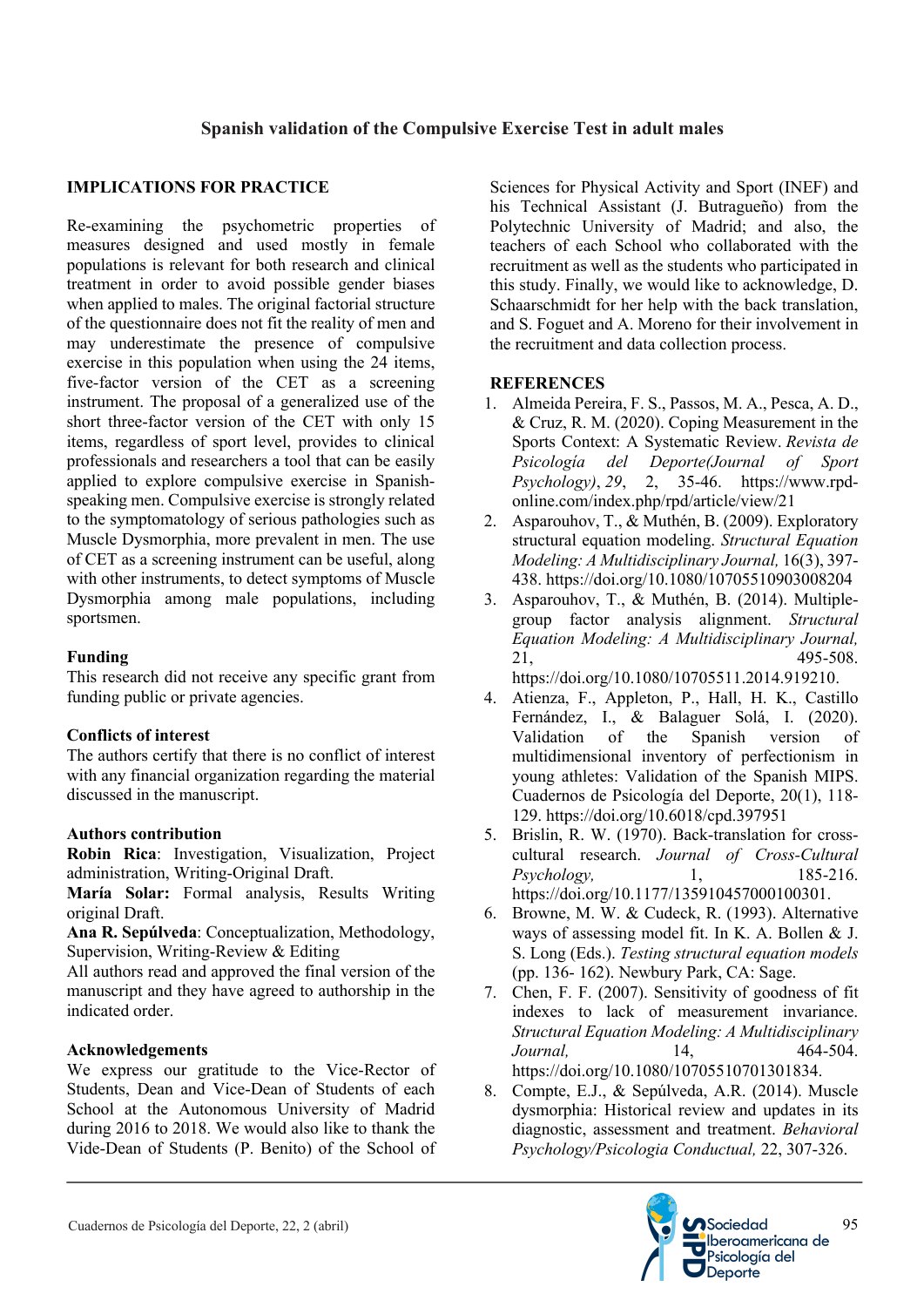**Spanish validation of the Compulsive Exercise Test in adult males**

## IMPLICATIONS FOR PRACTICE

Re-examining the psychometric properties of measures designed and used mostly in female populations is relevant for both research and clinical treatment in order to avoid possible gender biases when applied to males. The original factorial structure of the questionnaire does not fit the reality of men and may underestimate the presence of compulsive exercise in this population when using the 24 items, five-factor version of the CET as a screening instrument. The proposal of a generalized use of the short three-factor version of the CET with only 15 items, regardless of sport level, provides to clinical professionals and researchers a tool that can be easily applied to explore compulsive exercise in Spanish-speaking men. Compulsive exercise is strongly related to the symptomatology of serious pathologies such as Muscle Dysmorphia, more prevalent in men. The use of CET as a screening instrument can be useful, along with other instruments, to detect symptoms of Muscle Dysmorphia among male populations, including sportsmen.

### Funding

This research did not receive any specific grant from funding public or private agencies.

### Conflicts of interest

The authors certify that there is no conflict of interest with any financial organization regarding the material discussed in the manuscript.

### Authors contribution

**Robin Rica**: Investigation, Visualization, Project administration, Writing-Original Draft.
**María Solar:** Formal analysis, Results Writing original Draft.
**Ana R. Sepúlveda**: Conceptualization, Methodology, Supervision, Writing-Review & Editing
All authors read and approved the final version of the manuscript and they have agreed to authorship in the indicated order.

### Acknowledgements

We express our gratitude to the Vice-Rector of Students, Dean and Vice-Dean of Students of each School at the Autonomous University of Madrid during 2016 to 2018. We would also like to thank the Vide-Dean of Students (P. Benito) of the School of Sciences for Physical Activity and Sport (INEF) and his Technical Assistant (J. Butragueño) from the Polytechnic University of Madrid; and also, the teachers of each School who collaborated with the recruitment as well as the students who participated in this study. Finally, we would like to acknowledge, D. Schaarschmidt for her help with the back translation, and S. Foguet and A. Moreno for their involvement in the recruitment and data collection process.

## REFERENCES

1. Almeida Pereira, F. S., Passos, M. A., Pesca, A. D., & Cruz, R. M. (2020). Coping Measurement in the Sports Context: A Systematic Review. *Revista de Psicología del Deporte(Journal of Sport Psychology)*, *29*, 2, 35-46. https://www.rpd-online.com/index.php/rpd/article/view/21
2. Asparouhov, T., & Muthén, B. (2009). Exploratory structural equation modeling. *Structural Equation Modeling: A Multidisciplinary Journal,* 16(3), 397-438. https://doi.org/10.1080/10705510903008204
3. Asparouhov, T., & Muthén, B. (2014). Multiple-group factor analysis alignment. *Structural Equation Modeling: A Multidisciplinary Journal,* 21, 495-508. https://doi.org/10.1080/10705511.2014.919210.
4. Atienza, F., Appleton, P., Hall, H. K., Castillo Fernández, I., & Balaguer Solá, I. (2020). Validation of the Spanish version of multidimensional inventory of perfectionism in young athletes: Validation of the Spanish MIPS. Cuadernos de Psicología del Deporte, 20(1), 118-129. https://doi.org/10.6018/cpd.397951
5. Brislin, R. W. (1970). Back-translation for cross-cultural research. *Journal of Cross-Cultural Psychology,* 1, 185-216. https://doi.org/10.1177/135910457000100301.
6. Browne, M. W. & Cudeck, R. (1993). Alternative ways of assessing model fit. In K. A. Bollen & J. S. Long (Eds.). *Testing structural equation models* (pp. 136- 162). Newbury Park, CA: Sage.
7. Chen, F. F. (2007). Sensitivity of goodness of fit indexes to lack of measurement invariance. *Structural Equation Modeling: A Multidisciplinary Journal,* 14, 464-504. https://doi.org/10.1080/10705510701301834.
8. Compte, E.J., & Sepúlveda, A.R. (2014). Muscle dysmorphia: Historical review and updates in its diagnostic, assessment and treatment. *Behavioral Psychology/Psicologia Conductual,* 22, 307-326.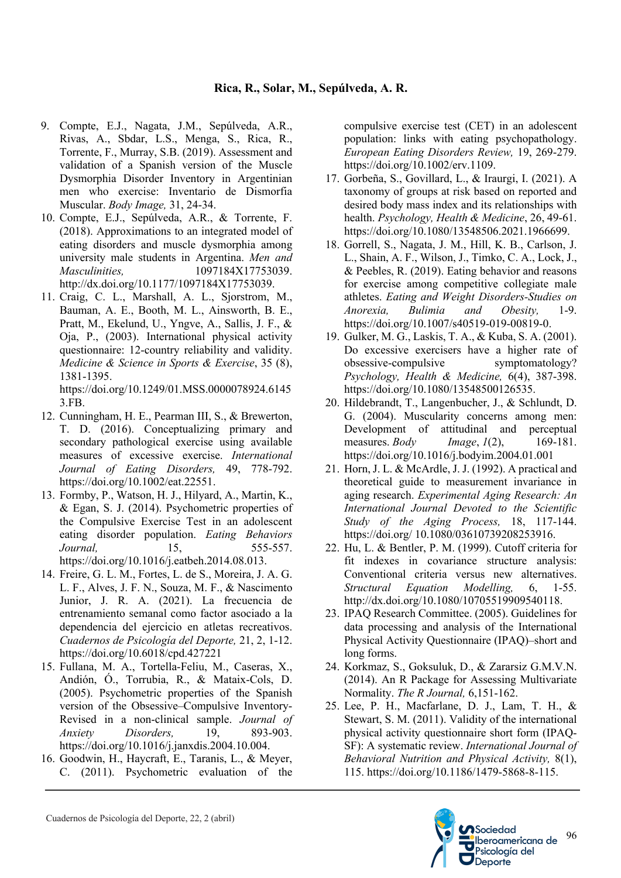9. Compte, E.J., Nagata, J.M., Sepúlveda, A.R., Rivas, A., Sbdar, L.S., Menga, S., Rica, R., Torrente, F., Murray, S.B. (2019). Assessment and validation of a Spanish version of the Muscle Dysmorphia Disorder Inventory in Argentinian men who exercise: Inventario de Dismorfia Muscular. *Body Image,* 31, 24-34.
10. Compte, E.J., Sepúlveda, A.R., & Torrente, F. (2018). Approximations to an integrated model of eating disorders and muscle dysmorphia among university male students in Argentina. *Men and Masculinities,* 1097184X17753039. http://dx.doi.org/10.1177/1097184X17753039.
11. Craig, C. L., Marshall, A. L., Sjorstrom, M., Bauman, A. E., Booth, M. L., Ainsworth, B. E., Pratt, M., Ekelund, U., Yngve, A., Sallis, J. F., & Oja, P., (2003). International physical activity questionnaire: 12-country reliability and validity. *Medicine & Science in Sports & Exercise*, 35 (8), 1381-1395. https://doi.org/10.1249/01.MSS.0000078924.61453.FB.
12. Cunningham, H. E., Pearman III, S., & Brewerton, T. D. (2016). Conceptualizing primary and secondary pathological exercise using available measures of excessive exercise. *International Journal of Eating Disorders,* 49, 778-792. https://doi.org/10.1002/eat.22551.
13. Formby, P., Watson, H. J., Hilyard, A., Martin, K., & Egan, S. J. (2014). Psychometric properties of the Compulsive Exercise Test in an adolescent eating disorder population. *Eating Behaviors Journal,* 15, 555-557. https://doi.org/10.1016/j.eatbeh.2014.08.013.
14. Freire, G. L. M., Fortes, L. de S., Moreira, J. A. G. L. F., Alves, J. F. N., Souza, M. F., & Nascimento Junior, J. R. A. (2021). La frecuencia de entrenamiento semanal como factor asociado a la dependencia del ejercicio en atletas recreativos. *Cuadernos de Psicología del Deporte,* 21, 2, 1-12. https://doi.org/10.6018/cpd.427221
15. Fullana, M. A., Tortella-Feliu, M., Caseras, X., Andión, Ó., Torrubia, R., & Mataix-Cols, D. (2005). Psychometric properties of the Spanish version of the Obsessive–Compulsive Inventory-Revised in a non-clinical sample. *Journal of Anxiety Disorders,* 19, 893-903. https://doi.org/10.1016/j.janxdis.2004.10.004.
16. Goodwin, H., Haycraft, E., Taranis, L., & Meyer, C. (2011). Psychometric evaluation of the compulsive exercise test (CET) in an adolescent population: links with eating psychopathology. *European Eating Disorders Review,* 19, 269-279. https://doi.org/10.1002/erv.1109.
17. Gorbeña, S., Govillard, L., & Iraurgi, I. (2021). A taxonomy of groups at risk based on reported and desired body mass index and its relationships with health. *Psychology, Health & Medicine*, 26, 49-61. https://doi.org/10.1080/13548506.2021.1966699.
18. Gorrell, S., Nagata, J. M., Hill, K. B., Carlson, J. L., Shain, A. F., Wilson, J., Timko, C. A., Lock, J., & Peebles, R. (2019). Eating behavior and reasons for exercise among competitive collegiate male athletes. *Eating and Weight Disorders-Studies on Anorexia, Bulimia and Obesity,* 1-9. https://doi.org/10.1007/s40519-019-00819-0.
19. Gulker, M. G., Laskis, T. A., & Kuba, S. A. (2001). Do excessive exercisers have a higher rate of obsessive-compulsive symptomatology? *Psychology, Health & Medicine,* 6(4), 387-398. https://doi.org/10.1080/13548500126535.
20. Hildebrandt, T., Langenbucher, J., & Schlundt, D. G. (2004). Muscularity concerns among men: Development of attitudinal and perceptual measures. *Body Image*, *1*(2), 169-181. https://doi.org/10.1016/j.bodyim.2004.01.001
21. Horn, J. L. & McArdle, J. J. (1992). A practical and theoretical guide to measurement invariance in aging research. *Experimental Aging Research: An International Journal Devoted to the Scientific Study of the Aging Process,* 18, 117-144. https://doi.org/ 10.1080/03610739208253916.
22. Hu, L. & Bentler, P. M. (1999). Cutoff criteria for fit indexes in covariance structure analysis: Conventional criteria versus new alternatives. *Structural Equation Modelling,* 6, 1-55. http://dx.doi.org/10.1080/10705519909540118.
23. IPAQ Research Committee. (2005). Guidelines for data processing and analysis of the International Physical Activity Questionnaire (IPAQ)–short and long forms.
24. Korkmaz, S., Goksuluk, D., & Zararsiz G.M.V.N. (2014). An R Package for Assessing Multivariate Normality. *The R Journal,* 6,151-162.
25. Lee, P. H., Macfarlane, D. J., Lam, T. H., & Stewart, S. M. (2011). Validity of the international physical activity questionnaire short form (IPAQ-SF): A systematic review. *International Journal of Behavioral Nutrition and Physical Activity,* 8(1), 115. https://doi.org/10.1186/1479-5868-8-115.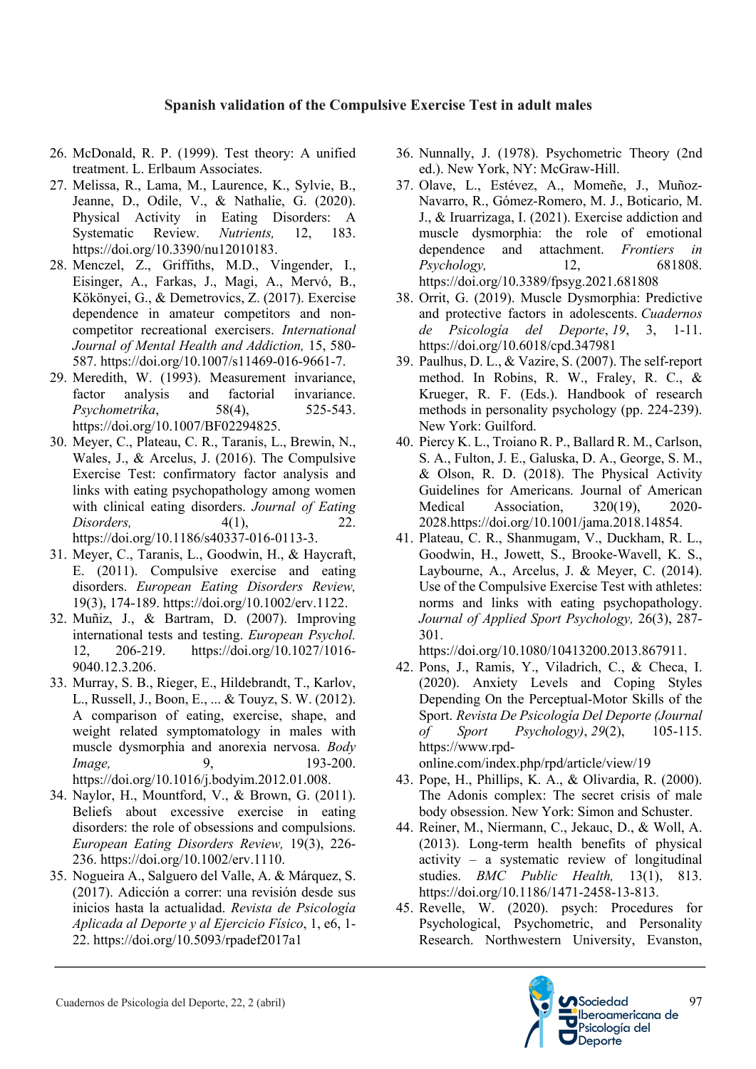26. McDonald, R. P. (1999). Test theory: A unified treatment. L. Erlbaum Associates.
27. Melissa, R., Lama, M., Laurence, K., Sylvie, B., Jeanne, D., Odile, V., & Nathalie, G. (2020). Physical Activity in Eating Disorders: A Systematic Review. *Nutrients,* 12, 183. https://doi.org/10.3390/nu12010183.
28. Menczel, Z., Griffiths, M.D., Vingender, I., Eisinger, A., Farkas, J., Magi, A., Mervó, B., Kökönyei, G., & Demetrovics, Z. (2017). Exercise dependence in amateur competitors and non-competitor recreational exercisers. *International Journal of Mental Health and Addiction,* 15, 580-587. https://doi.org/10.1007/s11469-016-9661-7.
29. Meredith, W. (1993). Measurement invariance, factor analysis and factorial invariance. *Psychometrika*, 58(4), 525-543. https://doi.org/10.1007/BF02294825.
30. Meyer, C., Plateau, C. R., Taranis, L., Brewin, N., Wales, J., & Arcelus, J. (2016). The Compulsive Exercise Test: confirmatory factor analysis and links with eating psychopathology among women with clinical eating disorders. *Journal of Eating Disorders,* 4(1), 22. https://doi.org/10.1186/s40337-016-0113-3.
31. Meyer, C., Taranis, L., Goodwin, H., & Haycraft, E. (2011). Compulsive exercise and eating disorders. *European Eating Disorders Review,* 19(3), 174-189. https://doi.org/10.1002/erv.1122.
32. Muñiz, J., & Bartram, D. (2007). Improving international tests and testing. *European Psychol.* 12, 206-219. https://doi.org/10.1027/1016-9040.12.3.206.
33. Murray, S. B., Rieger, E., Hildebrandt, T., Karlov, L., Russell, J., Boon, E., ... & Touyz, S. W. (2012). A comparison of eating, exercise, shape, and weight related symptomatology in males with muscle dysmorphia and anorexia nervosa. *Body Image,* 9, 193-200. https://doi.org/10.1016/j.bodyim.2012.01.008.
34. Naylor, H., Mountford, V., & Brown, G. (2011). Beliefs about excessive exercise in eating disorders: the role of obsessions and compulsions. *European Eating Disorders Review,* 19(3), 226-236. https://doi.org/10.1002/erv.1110.
35. Nogueira A., Salguero del Valle, A. & Márquez, S. (2017). Adicción a correr: una revisión desde sus inicios hasta la actualidad. *Revista de Psicología Aplicada al Deporte y al Ejercicio Físico*, 1, e6, 1-22. https://doi.org/10.5093/rpadef2017a1
36. Nunnally, J. (1978). Psychometric Theory (2nd ed.). New York, NY: McGraw-Hill.
37. Olave, L., Estévez, A., Momeñe, J., Muñoz-Navarro, R., Gómez-Romero, M. J., Boticario, M. J., & Iruarrizaga, I. (2021). Exercise addiction and muscle dysmorphia: the role of emotional dependence and attachment. *Frontiers in Psychology,* 12, 681808. https://doi.org/10.3389/fpsyg.2021.681808
38. Orrit, G. (2019). Muscle Dysmorphia: Predictive and protective factors in adolescents. *Cuadernos de Psicología del Deporte*, *19*, 3, 1-11. https://doi.org/10.6018/cpd.347981
39. Paulhus, D. L., & Vazire, S. (2007). The self-report method. In Robins, R. W., Fraley, R. C., & Krueger, R. F. (Eds.). Handbook of research methods in personality psychology (pp. 224-239). New York: Guilford.
40. Piercy K. L., Troiano R. P., Ballard R. M., Carlson, S. A., Fulton, J. E., Galuska, D. A., George, S. M., & Olson, R. D. (2018). The Physical Activity Guidelines for Americans. Journal of American Medical Association, 320(19), 2020-2028.https://doi.org/10.1001/jama.2018.14854.
41. Plateau, C. R., Shanmugam, V., Duckham, R. L., Goodwin, H., Jowett, S., Brooke-Wavell, K. S., Laybourne, A., Arcelus, J. & Meyer, C. (2014). Use of the Compulsive Exercise Test with athletes: norms and links with eating psychopathology. *Journal of Applied Sport Psychology,* 26(3), 287-301. https://doi.org/10.1080/10413200.2013.867911.
42. Pons, J., Ramis, Y., Viladrich, C., & Checa, I. (2020). Anxiety Levels and Coping Styles Depending On the Perceptual-Motor Skills of the Sport. *Revista De Psicología Del Deporte (Journal of Sport Psychology)*, *29*(2), 105-115. https://www.rpd-online.com/index.php/rpd/article/view/19
43. Pope, H., Phillips, K. A., & Olivardia, R. (2000). The Adonis complex: The secret crisis of male body obsession. New York: Simon and Schuster.
44. Reiner, M., Niermann, C., Jekauc, D., & Woll, A. (2013). Long-term health benefits of physical activity – a systematic review of longitudinal studies. *BMC Public Health,* 13(1), 813. https://doi.org/10.1186/1471-2458-13-813.
45. Revelle, W. (2020). psych: Procedures for Psychological, Psychometric, and Personality Research. Northwestern University, Evanston,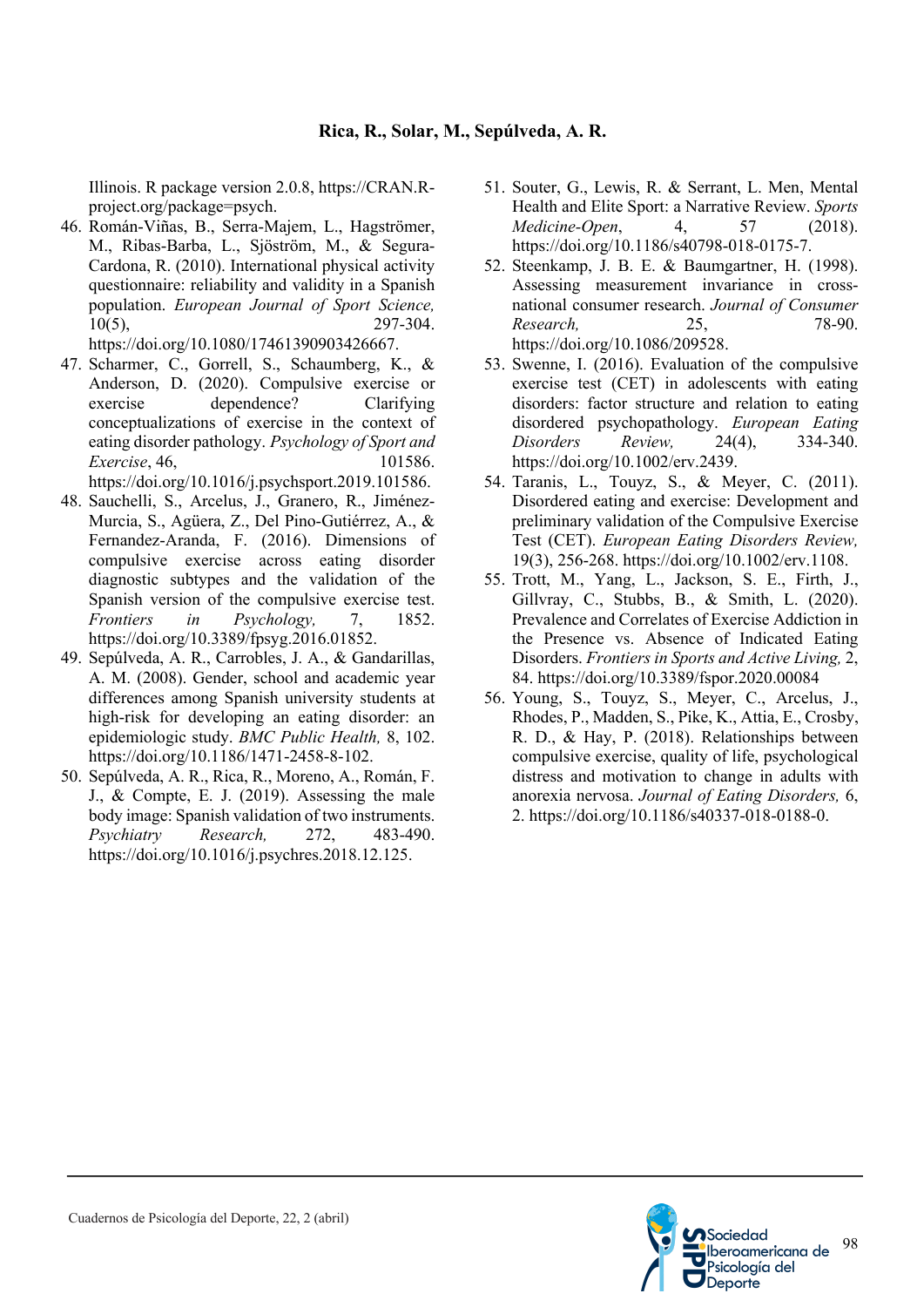Illinois. R package version 2.0.8, https://CRAN.R-project.org/package=psych.

46. Román-Viñas, B., Serra-Majem, L., Hagströmer, M., Ribas-Barba, L., Sjöström, M., & Segura-Cardona, R. (2010). International physical activity questionnaire: reliability and validity in a Spanish population. *European Journal of Sport Science,* 10(5), 297-304. https://doi.org/10.1080/17461390903426667.
47. Scharmer, C., Gorrell, S., Schaumberg, K., & Anderson, D. (2020). Compulsive exercise or exercise dependence? Clarifying conceptualizations of exercise in the context of eating disorder pathology. *Psychology of Sport and Exercise*, 46, 101586. https://doi.org/10.1016/j.psychsport.2019.101586.
48. Sauchelli, S., Arcelus, J., Granero, R., Jiménez-Murcia, S., Agüera, Z., Del Pino-Gutiérrez, A., & Fernandez-Aranda, F. (2016). Dimensions of compulsive exercise across eating disorder diagnostic subtypes and the validation of the Spanish version of the compulsive exercise test. *Frontiers in Psychology,* 7, 1852. https://doi.org/10.3389/fpsyg.2016.01852.
49. Sepúlveda, A. R., Carrobles, J. A., & Gandarillas, A. M. (2008). Gender, school and academic year differences among Spanish university students at high-risk for developing an eating disorder: an epidemiologic study. *BMC Public Health,* 8, 102. https://doi.org/10.1186/1471-2458-8-102.
50. Sepúlveda, A. R., Rica, R., Moreno, A., Román, F. J., & Compte, E. J. (2019). Assessing the male body image: Spanish validation of two instruments. *Psychiatry Research,* 272, 483-490. https://doi.org/10.1016/j.psychres.2018.12.125.
51. Souter, G., Lewis, R. & Serrant, L. Men, Mental Health and Elite Sport: a Narrative Review. *Sports Medicine-Open*, 4, 57 (2018). https://doi.org/10.1186/s40798-018-0175-7.
52. Steenkamp, J. B. E. & Baumgartner, H. (1998). Assessing measurement invariance in cross-national consumer research. *Journal of Consumer Research,* 25, 78-90. https://doi.org/10.1086/209528.
53. Swenne, I. (2016). Evaluation of the compulsive exercise test (CET) in adolescents with eating disorders: factor structure and relation to eating disordered psychopathology. *European Eating Disorders Review,* 24(4), 334-340. https://doi.org/10.1002/erv.2439.
54. Taranis, L., Touyz, S., & Meyer, C. (2011). Disordered eating and exercise: Development and preliminary validation of the Compulsive Exercise Test (CET). *European Eating Disorders Review,* 19(3), 256-268. https://doi.org/10.1002/erv.1108.
55. Trott, M., Yang, L., Jackson, S. E., Firth, J., Gillvray, C., Stubbs, B., & Smith, L. (2020). Prevalence and Correlates of Exercise Addiction in the Presence vs. Absence of Indicated Eating Disorders. *Frontiers in Sports and Active Living,* 2, 84. https://doi.org/10.3389/fspor.2020.00084
56. Young, S., Touyz, S., Meyer, C., Arcelus, J., Rhodes, P., Madden, S., Pike, K., Attia, E., Crosby, R. D., & Hay, P. (2018). Relationships between compulsive exercise, quality of life, psychological distress and motivation to change in adults with anorexia nervosa. *Journal of Eating Disorders,* 6, 2. https://doi.org/10.1186/s40337-018-0188-0.